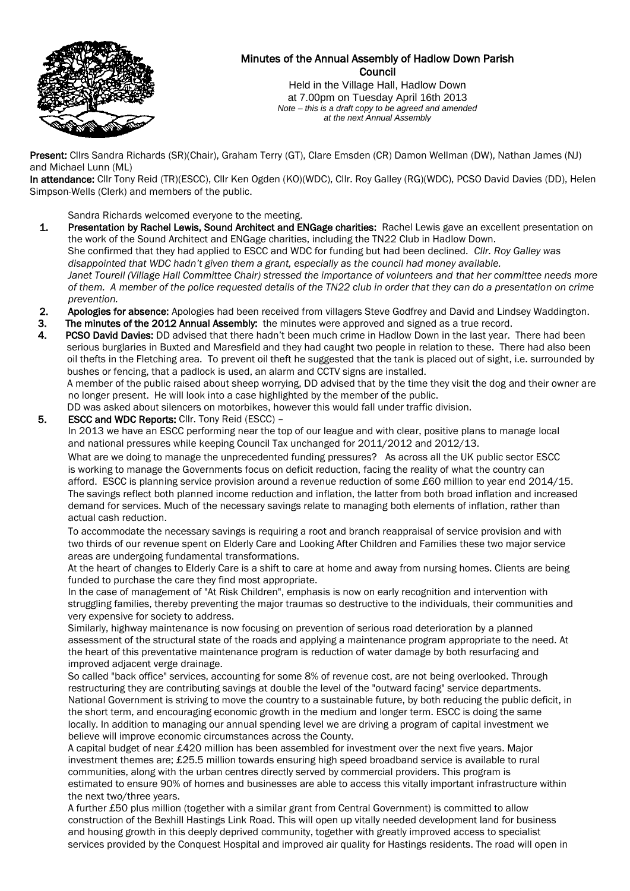# Minutes of the Annual Assembly of Hadlow Down Parish Council

Held in the Village Hall, Hadlow Down
at 7.00pm on Tuesday April 16th 2013
*Note – this is a draft copy to be agreed and amended at the next Annual Assembly*

**Present:** Cllrs Sandra Richards (SR)(Chair), Graham Terry (GT), Clare Emsden (CR) Damon Wellman (DW), Nathan James (NJ) and Michael Lunn (ML)

**In attendance:** Cllr Tony Reid (TR)(ESCC), Cllr Ken Ogden (KO)(WDC), Cllr. Roy Galley (RG)(WDC), PCSO David Davies (DD), Helen Simpson-Wells (Clerk) and members of the public.

Sandra Richards welcomed everyone to the meeting.

1. **Presentation by Rachel Lewis, Sound Architect and ENGage charities:** Rachel Lewis gave an excellent presentation on the work of the Sound Architect and ENGage charities, including the TN22 Club in Hadlow Down. She confirmed that they had applied to ESCC and WDC for funding but had been declined. *Cllr. Roy Galley was disappointed that WDC hadn't given them a grant, especially as the council had money available. Janet Tourell (Village Hall Committee Chair) stressed the importance of volunteers and that her committee needs more of them. A member of the police requested details of the TN22 club in order that they can do a presentation on crime prevention.*
2. **Apologies for absence:** Apologies had been received from villagers Steve Godfrey and David and Lindsey Waddington.
3. **The minutes of the 2012 Annual Assembly:** the minutes were approved and signed as a true record.
4. **PCSO David Davies:** DD advised that there hadn't been much crime in Hadlow Down in the last year. There had been serious burglaries in Buxted and Maresfield and they had caught two people in relation to these. There had also been oil thefts in the Fletching area. To prevent oil theft he suggested that the tank is placed out of sight, i.e. surrounded by bushes or fencing, that a padlock is used, an alarm and CCTV signs are installed.
   A member of the public raised about sheep worrying, DD advised that by the time they visit the dog and their owner are no longer present. He will look into a case highlighted by the member of the public.
   DD was asked about silencers on motorbikes, however this would fall under traffic division.
5. **ESCC and WDC Reports:** Cllr. Tony Reid (ESCC) –
   In 2013 we have an ESCC performing near the top of our league and with clear, positive plans to manage local and national pressures while keeping Council Tax unchanged for 2011/2012 and 2012/13.
   What are we doing to manage the unprecedented funding pressures? As across all the UK public sector ESCC is working to manage the Governments focus on deficit reduction, facing the reality of what the country can afford. ESCC is planning service provision around a revenue reduction of some £60 million to year end 2014/15. The savings reflect both planned income reduction and inflation, the latter from both broad inflation and increased demand for services. Much of the necessary savings relate to managing both elements of inflation, rather than actual cash reduction.
   To accommodate the necessary savings is requiring a root and branch reappraisal of service provision and with two thirds of our revenue spent on Elderly Care and Looking After Children and Families these two major service areas are undergoing fundamental transformations.
   At the heart of changes to Elderly Care is a shift to care at home and away from nursing homes. Clients are being funded to purchase the care they find most appropriate.
   In the case of management of "At Risk Children", emphasis is now on early recognition and intervention with struggling families, thereby preventing the major traumas so destructive to the individuals, their communities and very expensive for society to address.
   Similarly, highway maintenance is now focusing on prevention of serious road deterioration by a planned assessment of the structural state of the roads and applying a maintenance program appropriate to the need. At the heart of this preventative maintenance program is reduction of water damage by both resurfacing and improved adjacent verge drainage.
   So called "back office" services, accounting for some 8% of revenue cost, are not being overlooked. Through restructuring they are contributing savings at double the level of the "outward facing" service departments.
   National Government is striving to move the country to a sustainable future, by both reducing the public deficit, in the short term, and encouraging economic growth in the medium and longer term. ESCC is doing the same locally. In addition to managing our annual spending level we are driving a program of capital investment we believe will improve economic circumstances across the County.
   A capital budget of near £420 million has been assembled for investment over the next five years. Major investment themes are; £25.5 million towards ensuring high speed broadband service is available to rural communities, along with the urban centres directly served by commercial providers. This program is estimated to ensure 90% of homes and businesses are able to access this vitally important infrastructure within the next two/three years.
   A further £50 plus million (together with a similar grant from Central Government) is committed to allow construction of the Bexhill Hastings Link Road. This will open up vitally needed development land for business and housing growth in this deeply deprived community, together with greatly improved access to specialist services provided by the Conquest Hospital and improved air quality for Hastings residents. The road will open in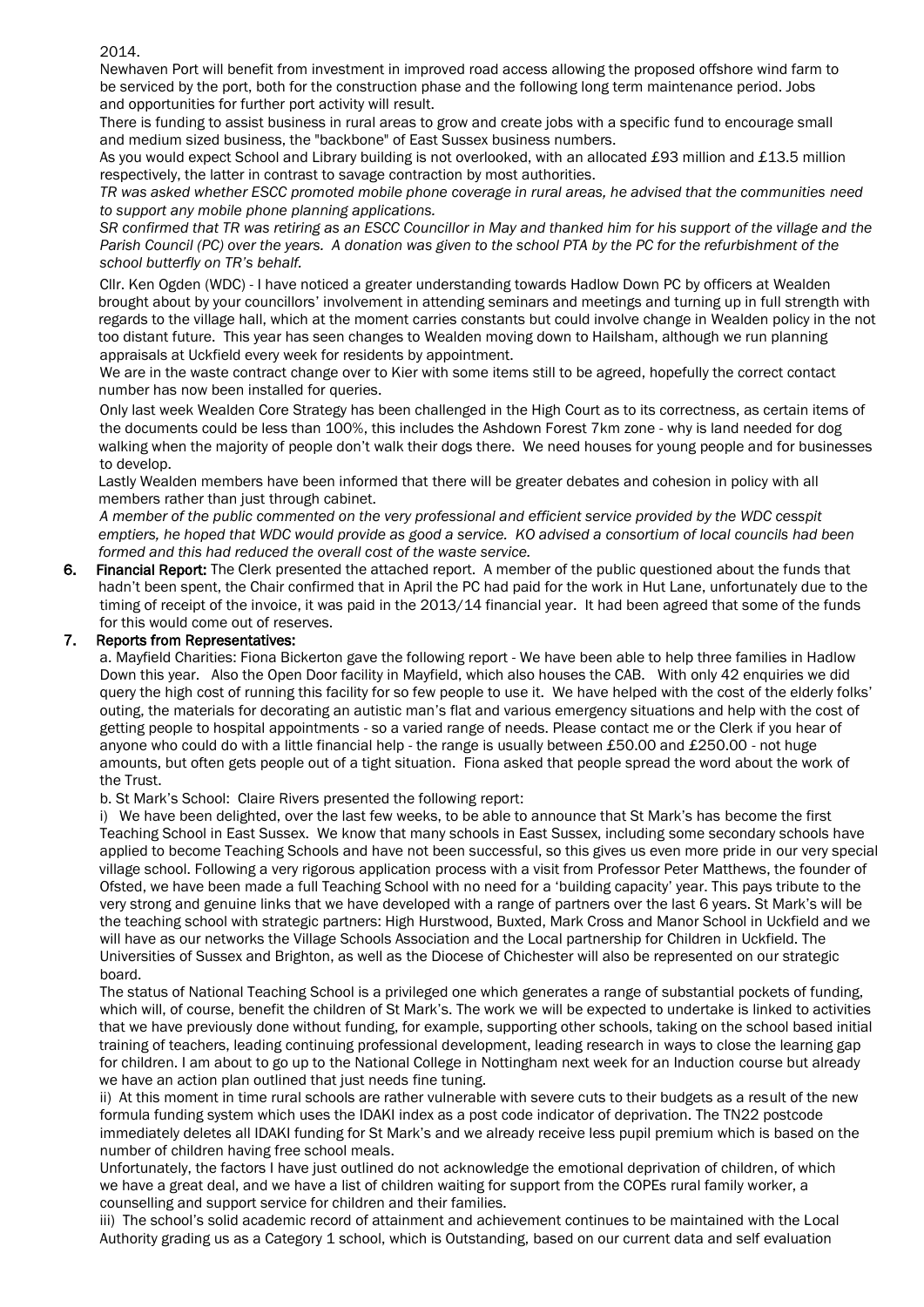2014.

Newhaven Port will benefit from investment in improved road access allowing the proposed offshore wind farm to be serviced by the port, both for the construction phase and the following long term maintenance period. Jobs and opportunities for further port activity will result.

There is funding to assist business in rural areas to grow and create jobs with a specific fund to encourage small and medium sized business, the "backbone" of East Sussex business numbers.

As you would expect School and Library building is not overlooked, with an allocated £93 million and £13.5 million respectively, the latter in contrast to savage contraction by most authorities.

*TR was asked whether ESCC promoted mobile phone coverage in rural areas, he advised that the communities need to support any mobile phone planning applications.*

*SR confirmed that TR was retiring as an ESCC Councillor in May and thanked him for his support of the village and the Parish Council (PC) over the years. A donation was given to the school PTA by the PC for the refurbishment of the school butterfly on TR's behalf.*

Cllr. Ken Ogden (WDC) - I have noticed a greater understanding towards Hadlow Down PC by officers at Wealden brought about by your councillors' involvement in attending seminars and meetings and turning up in full strength with regards to the village hall, which at the moment carries constants but could involve change in Wealden policy in the not too distant future. This year has seen changes to Wealden moving down to Hailsham, although we run planning appraisals at Uckfield every week for residents by appointment.

We are in the waste contract change over to Kier with some items still to be agreed, hopefully the correct contact number has now been installed for queries.

Only last week Wealden Core Strategy has been challenged in the High Court as to its correctness, as certain items of the documents could be less than 100%, this includes the Ashdown Forest 7km zone - why is land needed for dog walking when the majority of people don't walk their dogs there. We need houses for young people and for businesses to develop.

Lastly Wealden members have been informed that there will be greater debates and cohesion in policy with all members rather than just through cabinet.

*A member of the public commented on the very professional and efficient service provided by the WDC cesspit emptiers, he hoped that WDC would provide as good a service. KO advised a consortium of local councils had been formed and this had reduced the overall cost of the waste service.*

6. **Financial Report:** The Clerk presented the attached report. A member of the public questioned about the funds that hadn't been spent, the Chair confirmed that in April the PC had paid for the work in Hut Lane, unfortunately due to the timing of receipt of the invoice, it was paid in the 2013/14 financial year. It had been agreed that some of the funds for this would come out of reserves.

7. **Reports from Representatives:**

a. Mayfield Charities: Fiona Bickerton gave the following report - We have been able to help three families in Hadlow Down this year. Also the Open Door facility in Mayfield, which also houses the CAB. With only 42 enquiries we did query the high cost of running this facility for so few people to use it. We have helped with the cost of the elderly folks' outing, the materials for decorating an autistic man's flat and various emergency situations and help with the cost of getting people to hospital appointments - so a varied range of needs. Please contact me or the Clerk if you hear of anyone who could do with a little financial help - the range is usually between £50.00 and £250.00 - not huge amounts, but often gets people out of a tight situation. Fiona asked that people spread the word about the work of the Trust.

b. St Mark's School: Claire Rivers presented the following report:

i) We have been delighted, over the last few weeks, to be able to announce that St Mark's has become the first Teaching School in East Sussex. We know that many schools in East Sussex, including some secondary schools have applied to become Teaching Schools and have not been successful, so this gives us even more pride in our very special village school. Following a very rigorous application process with a visit from Professor Peter Matthews, the founder of Ofsted, we have been made a full Teaching School with no need for a 'building capacity' year. This pays tribute to the very strong and genuine links that we have developed with a range of partners over the last 6 years. St Mark's will be the teaching school with strategic partners: High Hurstwood, Buxted, Mark Cross and Manor School in Uckfield and we will have as our networks the Village Schools Association and the Local partnership for Children in Uckfield. The Universities of Sussex and Brighton, as well as the Diocese of Chichester will also be represented on our strategic board.

The status of National Teaching School is a privileged one which generates a range of substantial pockets of funding, which will, of course, benefit the children of St Mark's. The work we will be expected to undertake is linked to activities that we have previously done without funding, for example, supporting other schools, taking on the school based initial training of teachers, leading continuing professional development, leading research in ways to close the learning gap for children. I am about to go up to the National College in Nottingham next week for an Induction course but already we have an action plan outlined that just needs fine tuning.

ii) At this moment in time rural schools are rather vulnerable with severe cuts to their budgets as a result of the new formula funding system which uses the IDAKI index as a post code indicator of deprivation. The TN22 postcode immediately deletes all IDAKI funding for St Mark's and we already receive less pupil premium which is based on the number of children having free school meals.

Unfortunately, the factors I have just outlined do not acknowledge the emotional deprivation of children, of which we have a great deal, and we have a list of children waiting for support from the COPEs rural family worker, a counselling and support service for children and their families.

iii) The school's solid academic record of attainment and achievement continues to be maintained with the Local Authority grading us as a Category 1 school, which is Outstanding, based on our current data and self evaluation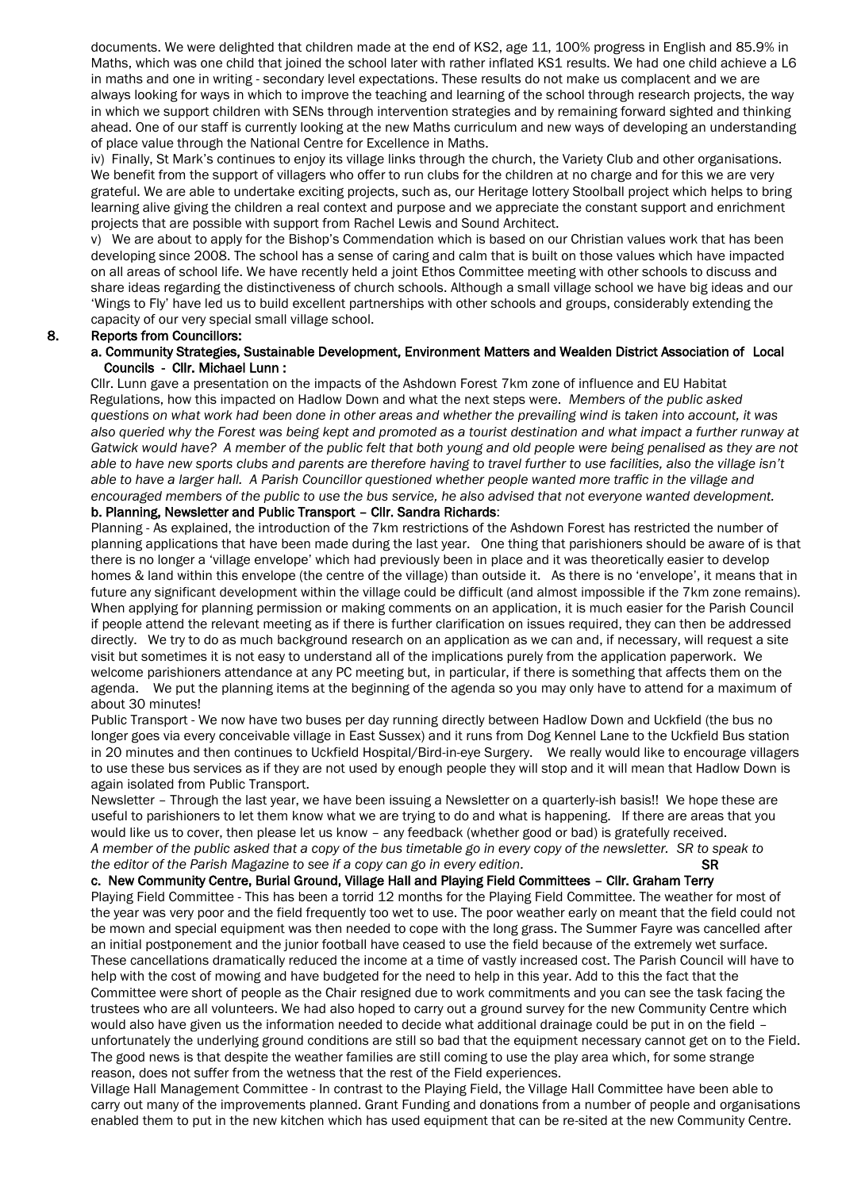documents. We were delighted that children made at the end of KS2, age 11, 100% progress in English and 85.9% in Maths, which was one child that joined the school later with rather inflated KS1 results. We had one child achieve a L6 in maths and one in writing - secondary level expectations. These results do not make us complacent and we are always looking for ways in which to improve the teaching and learning of the school through research projects, the way in which we support children with SENs through intervention strategies and by remaining forward sighted and thinking ahead. One of our staff is currently looking at the new Maths curriculum and new ways of developing an understanding of place value through the National Centre for Excellence in Maths.

iv) Finally, St Mark's continues to enjoy its village links through the church, the Variety Club and other organisations. We benefit from the support of villagers who offer to run clubs for the children at no charge and for this we are very grateful. We are able to undertake exciting projects, such as, our Heritage lottery Stoolball project which helps to bring learning alive giving the children a real context and purpose and we appreciate the constant support and enrichment projects that are possible with support from Rachel Lewis and Sound Architect.

v) We are about to apply for the Bishop's Commendation which is based on our Christian values work that has been developing since 2008. The school has a sense of caring and calm that is built on those values which have impacted on all areas of school life. We have recently held a joint Ethos Committee meeting with other schools to discuss and share ideas regarding the distinctiveness of church schools. Although a small village school we have big ideas and our 'Wings to Fly' have led us to build excellent partnerships with other schools and groups, considerably extending the capacity of our very special small village school.

**8. Reports from Councillors:**

**a. Community Strategies, Sustainable Development, Environment Matters and Wealden District Association of Local Councils - Cllr. Michael Lunn :**

Cllr. Lunn gave a presentation on the impacts of the Ashdown Forest 7km zone of influence and EU Habitat Regulations, how this impacted on Hadlow Down and what the next steps were. *Members of the public asked questions on what work had been done in other areas and whether the prevailing wind is taken into account, it was also queried why the Forest was being kept and promoted as a tourist destination and what impact a further runway at Gatwick would have? A member of the public felt that both young and old people were being penalised as they are not able to have new sports clubs and parents are therefore having to travel further to use facilities, also the village isn't able to have a larger hall. A Parish Councillor questioned whether people wanted more traffic in the village and encouraged members of the public to use the bus service, he also advised that not everyone wanted development.*

**b. Planning, Newsletter and Public Transport – Cllr. Sandra Richards:**

Planning - As explained, the introduction of the 7km restrictions of the Ashdown Forest has restricted the number of planning applications that have been made during the last year. One thing that parishioners should be aware of is that there is no longer a 'village envelope' which had previously been in place and it was theoretically easier to develop homes & land within this envelope (the centre of the village) than outside it. As there is no 'envelope', it means that in future any significant development within the village could be difficult (and almost impossible if the 7km zone remains). When applying for planning permission or making comments on an application, it is much easier for the Parish Council if people attend the relevant meeting as if there is further clarification on issues required, they can then be addressed directly. We try to do as much background research on an application as we can and, if necessary, will request a site visit but sometimes it is not easy to understand all of the implications purely from the application paperwork. We welcome parishioners attendance at any PC meeting but, in particular, if there is something that affects them on the agenda. We put the planning items at the beginning of the agenda so you may only have to attend for a maximum of about 30 minutes!

Public Transport - We now have two buses per day running directly between Hadlow Down and Uckfield (the bus no longer goes via every conceivable village in East Sussex) and it runs from Dog Kennel Lane to the Uckfield Bus station in 20 minutes and then continues to Uckfield Hospital/Bird-in-eye Surgery. We really would like to encourage villagers to use these bus services as if they are not used by enough people they will stop and it will mean that Hadlow Down is again isolated from Public Transport.

Newsletter – Through the last year, we have been issuing a Newsletter on a quarterly-ish basis!! We hope these are useful to parishioners to let them know what we are trying to do and what is happening. If there are areas that you would like us to cover, then please let us know – any feedback (whether good or bad) is gratefully received.

*A member of the public asked that a copy of the bus timetable go in every copy of the newsletter. SR to speak to the editor of the Parish Magazine to see if a copy can go in every edition.* **SR**

**c. New Community Centre, Burial Ground, Village Hall and Playing Field Committees – Cllr. Graham Terry**

Playing Field Committee - This has been a torrid 12 months for the Playing Field Committee. The weather for most of the year was very poor and the field frequently too wet to use. The poor weather early on meant that the field could not be mown and special equipment was then needed to cope with the long grass. The Summer Fayre was cancelled after an initial postponement and the junior football have ceased to use the field because of the extremely wet surface. These cancellations dramatically reduced the income at a time of vastly increased cost. The Parish Council will have to help with the cost of mowing and have budgeted for the need to help in this year. Add to this the fact that the Committee were short of people as the Chair resigned due to work commitments and you can see the task facing the trustees who are all volunteers. We had also hoped to carry out a ground survey for the new Community Centre which would also have given us the information needed to decide what additional drainage could be put in on the field – unfortunately the underlying ground conditions are still so bad that the equipment necessary cannot get on to the Field. The good news is that despite the weather families are still coming to use the play area which, for some strange reason, does not suffer from the wetness that the rest of the Field experiences.

Village Hall Management Committee - In contrast to the Playing Field, the Village Hall Committee have been able to carry out many of the improvements planned. Grant Funding and donations from a number of people and organisations enabled them to put in the new kitchen which has used equipment that can be re-sited at the new Community Centre.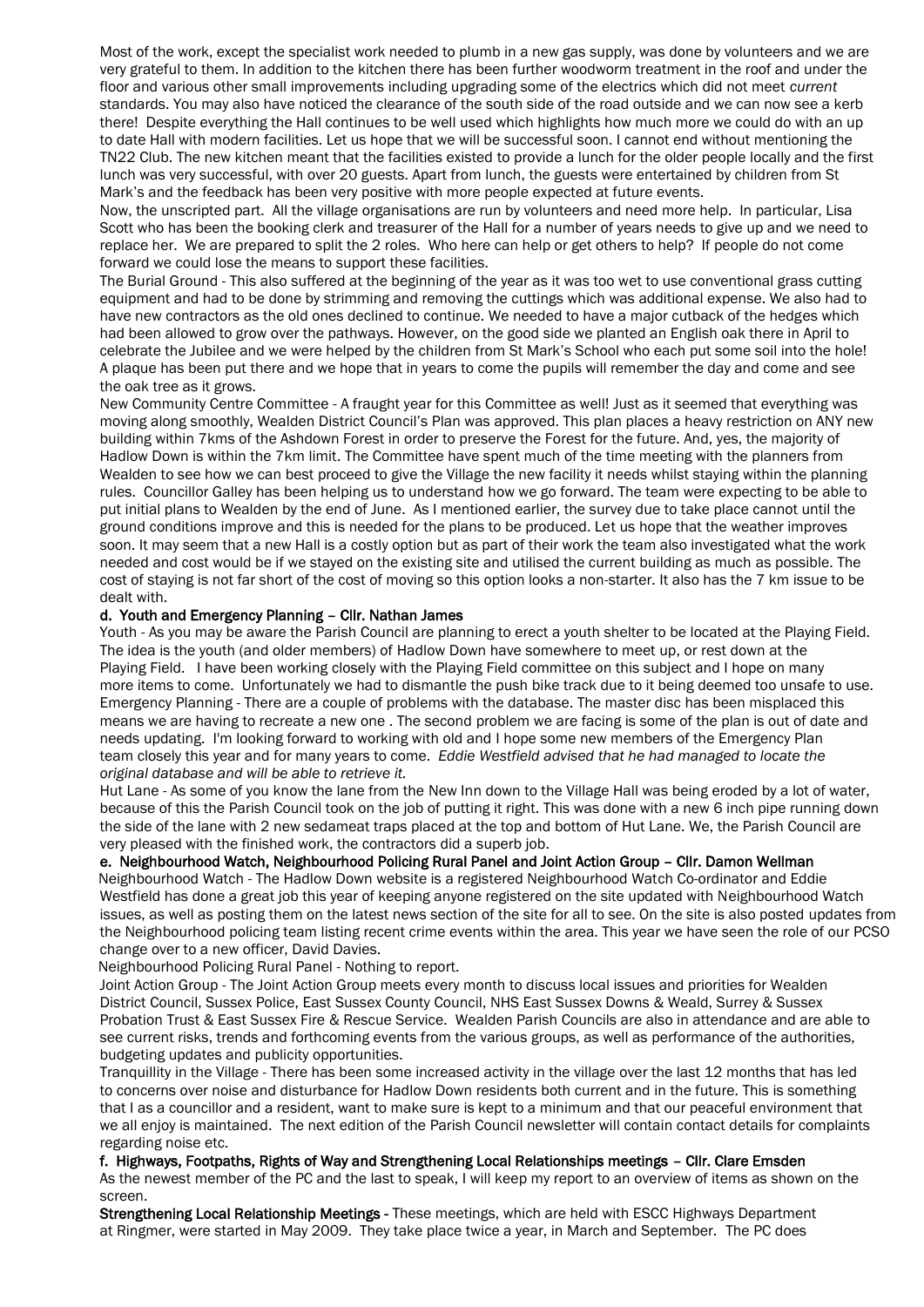Most of the work, except the specialist work needed to plumb in a new gas supply, was done by volunteers and we are very grateful to them. In addition to the kitchen there has been further woodworm treatment in the roof and under the floor and various other small improvements including upgrading some of the electrics which did not meet *current* standards. You may also have noticed the clearance of the south side of the road outside and we can now see a kerb there! Despite everything the Hall continues to be well used which highlights how much more we could do with an up to date Hall with modern facilities. Let us hope that we will be successful soon. I cannot end without mentioning the TN22 Club. The new kitchen meant that the facilities existed to provide a lunch for the older people locally and the first lunch was very successful, with over 20 guests. Apart from lunch, the guests were entertained by children from St Mark's and the feedback has been very positive with more people expected at future events.

Now, the unscripted part. All the village organisations are run by volunteers and need more help. In particular, Lisa Scott who has been the booking clerk and treasurer of the Hall for a number of years needs to give up and we need to replace her. We are prepared to split the 2 roles. Who here can help or get others to help? If people do not come forward we could lose the means to support these facilities.

The Burial Ground - This also suffered at the beginning of the year as it was too wet to use conventional grass cutting equipment and had to be done by strimming and removing the cuttings which was additional expense. We also had to have new contractors as the old ones declined to continue. We needed to have a major cutback of the hedges which had been allowed to grow over the pathways. However, on the good side we planted an English oak there in April to celebrate the Jubilee and we were helped by the children from St Mark's School who each put some soil into the hole! A plaque has been put there and we hope that in years to come the pupils will remember the day and come and see the oak tree as it grows.

New Community Centre Committee - A fraught year for this Committee as well! Just as it seemed that everything was moving along smoothly, Wealden District Council's Plan was approved. This plan places a heavy restriction on ANY new building within 7kms of the Ashdown Forest in order to preserve the Forest for the future. And, yes, the majority of Hadlow Down is within the 7km limit. The Committee have spent much of the time meeting with the planners from Wealden to see how we can best proceed to give the Village the new facility it needs whilst staying within the planning rules. Councillor Galley has been helping us to understand how we go forward. The team were expecting to be able to put initial plans to Wealden by the end of June. As I mentioned earlier, the survey due to take place cannot until the ground conditions improve and this is needed for the plans to be produced. Let us hope that the weather improves soon. It may seem that a new Hall is a costly option but as part of their work the team also investigated what the work needed and cost would be if we stayed on the existing site and utilised the current building as much as possible. The cost of staying is not far short of the cost of moving so this option looks a non-starter. It also has the 7 km issue to be dealt with.

**d. Youth and Emergency Planning – Cllr. Nathan James**

Youth - As you may be aware the Parish Council are planning to erect a youth shelter to be located at the Playing Field. The idea is the youth (and older members) of Hadlow Down have somewhere to meet up, or rest down at the Playing Field. I have been working closely with the Playing Field committee on this subject and I hope on many more items to come. Unfortunately we had to dismantle the push bike track due to it being deemed too unsafe to use.

Emergency Planning - There are a couple of problems with the database. The master disc has been misplaced this means we are having to recreate a new one . The second problem we are facing is some of the plan is out of date and needs updating. I'm looking forward to working with old and I hope some new members of the Emergency Plan team closely this year and for many years to come. *Eddie Westfield advised that he had managed to locate the original database and will be able to retrieve it.*

Hut Lane - As some of you know the lane from the New Inn down to the Village Hall was being eroded by a lot of water, because of this the Parish Council took on the job of putting it right. This was done with a new 6 inch pipe running down the side of the lane with 2 new sedameat traps placed at the top and bottom of Hut Lane. We, the Parish Council are very pleased with the finished work, the contractors did a superb job.

**e. Neighbourhood Watch, Neighbourhood Policing Rural Panel and Joint Action Group – Cllr. Damon Wellman**

Neighbourhood Watch - The Hadlow Down website is a registered Neighbourhood Watch Co-ordinator and Eddie Westfield has done a great job this year of keeping anyone registered on the site updated with Neighbourhood Watch issues, as well as posting them on the latest news section of the site for all to see. On the site is also posted updates from the Neighbourhood policing team listing recent crime events within the area. This year we have seen the role of our PCSO change over to a new officer, David Davies.

Neighbourhood Policing Rural Panel - Nothing to report.

Joint Action Group - The Joint Action Group meets every month to discuss local issues and priorities for Wealden District Council, Sussex Police, East Sussex County Council, NHS East Sussex Downs & Weald, Surrey & Sussex Probation Trust & East Sussex Fire & Rescue Service. Wealden Parish Councils are also in attendance and are able to see current risks, trends and forthcoming events from the various groups, as well as performance of the authorities, budgeting updates and publicity opportunities.

Tranquillity in the Village - There has been some increased activity in the village over the last 12 months that has led to concerns over noise and disturbance for Hadlow Down residents both current and in the future. This is something that I as a councillor and a resident, want to make sure is kept to a minimum and that our peaceful environment that we all enjoy is maintained. The next edition of the Parish Council newsletter will contain contact details for complaints regarding noise etc.

**f. Highways, Footpaths, Rights of Way and Strengthening Local Relationships meetings – Cllr. Clare Emsden**

As the newest member of the PC and the last to speak, I will keep my report to an overview of items as shown on the screen.

**Strengthening Local Relationship Meetings -** These meetings, which are held with ESCC Highways Department at Ringmer, were started in May 2009. They take place twice a year, in March and September. The PC does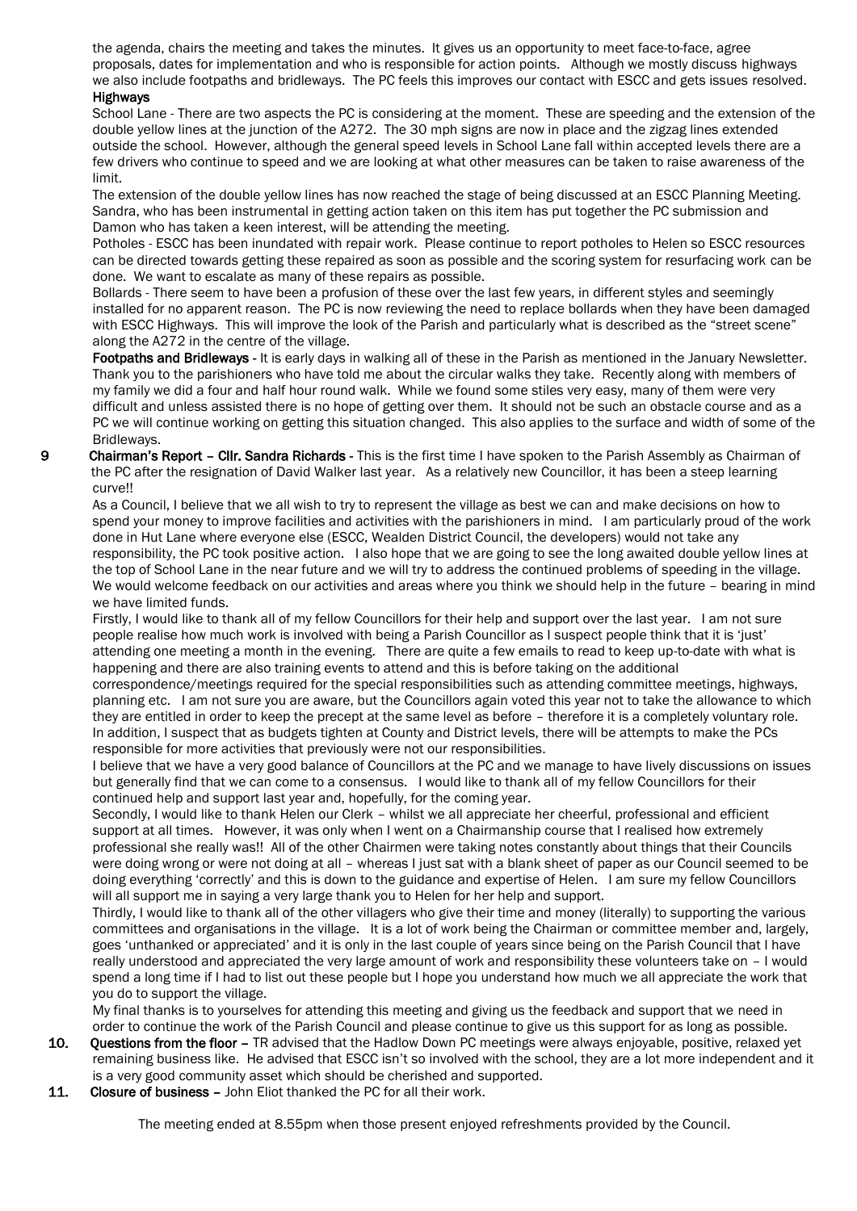the agenda, chairs the meeting and takes the minutes. It gives us an opportunity to meet face-to-face, agree proposals, dates for implementation and who is responsible for action points. Although we mostly discuss highways we also include footpaths and bridleways. The PC feels this improves our contact with ESCC and gets issues resolved.

**Highways**

School Lane - There are two aspects the PC is considering at the moment. These are speeding and the extension of the double yellow lines at the junction of the A272. The 30 mph signs are now in place and the zigzag lines extended outside the school. However, although the general speed levels in School Lane fall within accepted levels there are a few drivers who continue to speed and we are looking at what other measures can be taken to raise awareness of the limit.

The extension of the double yellow lines has now reached the stage of being discussed at an ESCC Planning Meeting. Sandra, who has been instrumental in getting action taken on this item has put together the PC submission and Damon who has taken a keen interest, will be attending the meeting.

Potholes - ESCC has been inundated with repair work. Please continue to report potholes to Helen so ESCC resources can be directed towards getting these repaired as soon as possible and the scoring system for resurfacing work can be done. We want to escalate as many of these repairs as possible.

Bollards - There seem to have been a profusion of these over the last few years, in different styles and seemingly installed for no apparent reason. The PC is now reviewing the need to replace bollards when they have been damaged with ESCC Highways. This will improve the look of the Parish and particularly what is described as the "street scene" along the A272 in the centre of the village.

**Footpaths and Bridleways** - It is early days in walking all of these in the Parish as mentioned in the January Newsletter. Thank you to the parishioners who have told me about the circular walks they take. Recently along with members of my family we did a four and half hour round walk. While we found some stiles very easy, many of them were very difficult and unless assisted there is no hope of getting over them. It should not be such an obstacle course and as a PC we will continue working on getting this situation changed. This also applies to the surface and width of some of the Bridleways.

**9 Chairman's Report – Cllr. Sandra Richards** - This is the first time I have spoken to the Parish Assembly as Chairman of the PC after the resignation of David Walker last year. As a relatively new Councillor, it has been a steep learning curve!!

As a Council, I believe that we all wish to try to represent the village as best we can and make decisions on how to spend your money to improve facilities and activities with the parishioners in mind. I am particularly proud of the work done in Hut Lane where everyone else (ESCC, Wealden District Council, the developers) would not take any responsibility, the PC took positive action. I also hope that we are going to see the long awaited double yellow lines at the top of School Lane in the near future and we will try to address the continued problems of speeding in the village. We would welcome feedback on our activities and areas where you think we should help in the future – bearing in mind we have limited funds.

Firstly, I would like to thank all of my fellow Councillors for their help and support over the last year. I am not sure people realise how much work is involved with being a Parish Councillor as I suspect people think that it is 'just' attending one meeting a month in the evening. There are quite a few emails to read to keep up-to-date with what is happening and there are also training events to attend and this is before taking on the additional correspondence/meetings required for the special responsibilities such as attending committee meetings, highways, planning etc. I am not sure you are aware, but the Councillors again voted this year not to take the allowance to which they are entitled in order to keep the precept at the same level as before – therefore it is a completely voluntary role. In addition, I suspect that as budgets tighten at County and District levels, there will be attempts to make the PCs responsible for more activities that previously were not our responsibilities.

I believe that we have a very good balance of Councillors at the PC and we manage to have lively discussions on issues but generally find that we can come to a consensus. I would like to thank all of my fellow Councillors for their continued help and support last year and, hopefully, for the coming year.

Secondly, I would like to thank Helen our Clerk – whilst we all appreciate her cheerful, professional and efficient support at all times. However, it was only when I went on a Chairmanship course that I realised how extremely professional she really was!! All of the other Chairmen were taking notes constantly about things that their Councils were doing wrong or were not doing at all – whereas I just sat with a blank sheet of paper as our Council seemed to be doing everything 'correctly' and this is down to the guidance and expertise of Helen. I am sure my fellow Councillors will all support me in saying a very large thank you to Helen for her help and support.

Thirdly, I would like to thank all of the other villagers who give their time and money (literally) to supporting the various committees and organisations in the village. It is a lot of work being the Chairman or committee member and, largely, goes 'unthanked or appreciated' and it is only in the last couple of years since being on the Parish Council that I have really understood and appreciated the very large amount of work and responsibility these volunteers take on – I would spend a long time if I had to list out these people but I hope you understand how much we all appreciate the work that you do to support the village.

My final thanks is to yourselves for attending this meeting and giving us the feedback and support that we need in order to continue the work of the Parish Council and please continue to give us this support for as long as possible.

**10. Questions from the floor –** TR advised that the Hadlow Down PC meetings were always enjoyable, positive, relaxed yet remaining business like. He advised that ESCC isn't so involved with the school, they are a lot more independent and it is a very good community asset which should be cherished and supported.

**11. Closure of business –** John Eliot thanked the PC for all their work.

The meeting ended at 8.55pm when those present enjoyed refreshments provided by the Council.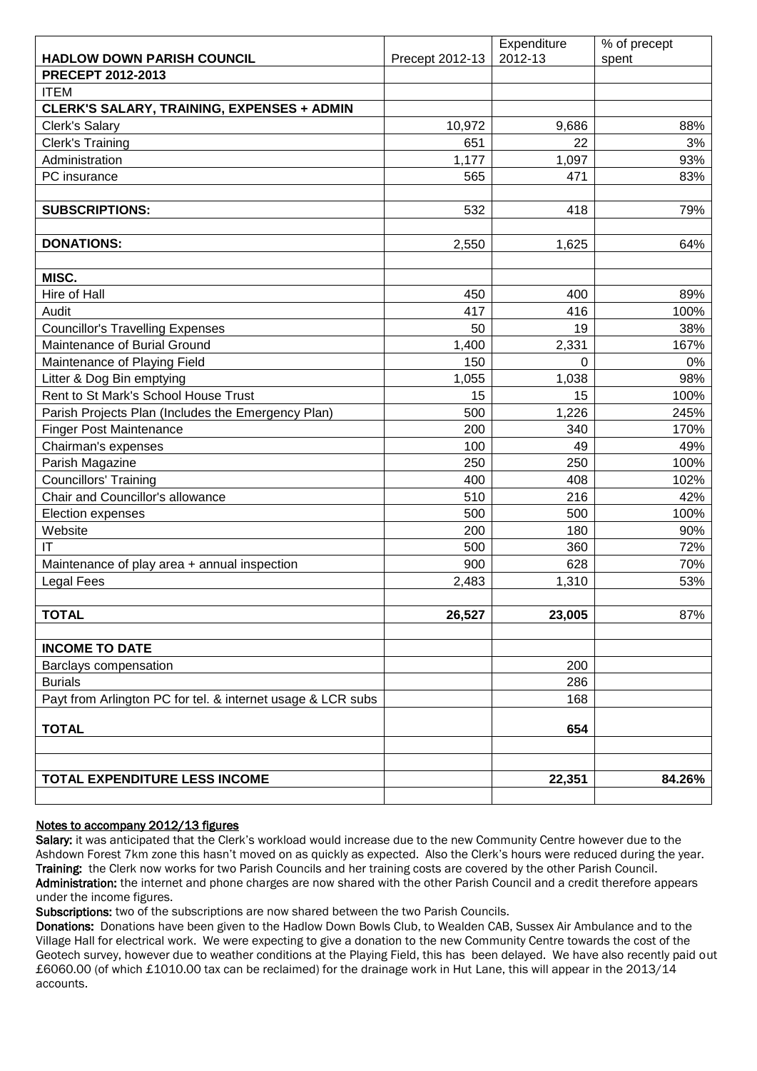| HADLOW DOWN PARISH COUNCIL | Precept 2012-13 | Expenditure 2012-13 | % of precept spent |
|---|---|---|---|
| **PRECEPT 2012-2013** | | | |
| ITEM | | | |
| **CLERK'S SALARY, TRAINING, EXPENSES + ADMIN** | | | |
| Clerk's Salary | 10,972 | 9,686 | 88% |
| Clerk's Training | 651 | 22 | 3% |
| Administration | 1,177 | 1,097 | 93% |
| PC insurance | 565 | 471 | 83% |
| | | | |
| **SUBSCRIPTIONS:** | 532 | 418 | 79% |
| | | | |
| **DONATIONS:** | 2,550 | 1,625 | 64% |
| | | | |
| **MISC.** | | | |
| Hire of Hall | 450 | 400 | 89% |
| Audit | 417 | 416 | 100% |
| Councillor's Travelling Expenses | 50 | 19 | 38% |
| Maintenance of Burial Ground | 1,400 | 2,331 | 167% |
| Maintenance of Playing Field | 150 | 0 | 0% |
| Litter & Dog Bin emptying | 1,055 | 1,038 | 98% |
| Rent to St Mark's School House Trust | 15 | 15 | 100% |
| Parish Projects Plan (Includes the Emergency Plan) | 500 | 1,226 | 245% |
| Finger Post Maintenance | 200 | 340 | 170% |
| Chairman's expenses | 100 | 49 | 49% |
| Parish Magazine | 250 | 250 | 100% |
| Councillors' Training | 400 | 408 | 102% |
| Chair and Councillor's allowance | 510 | 216 | 42% |
| Election expenses | 500 | 500 | 100% |
| Website | 200 | 180 | 90% |
| IT | 500 | 360 | 72% |
| Maintenance of play area + annual inspection | 900 | 628 | 70% |
| Legal Fees | 2,483 | 1,310 | 53% |
| | | | |
| **TOTAL** | **26,527** | **23,005** | 87% |
| | | | |
| **INCOME TO DATE** | | | |
| Barclays compensation | | 200 | |
| Burials | | 286 | |
| Payt from Arlington PC for tel. & internet usage & LCR subs | | 168 | |
| **TOTAL** | | **654** | |
| | | | |
| | | | |
| **TOTAL EXPENDITURE LESS INCOME** | | **22,351** | **84.26%** |

## Notes to accompany 2012/13 figures

**Salary:** it was anticipated that the Clerk's workload would increase due to the new Community Centre however due to the Ashdown Forest 7km zone this hasn't moved on as quickly as expected. Also the Clerk's hours were reduced during the year.

**Training:** the Clerk now works for two Parish Councils and her training costs are covered by the other Parish Council.

**Administration:** the internet and phone charges are now shared with the other Parish Council and a credit therefore appears under the income figures.

**Subscriptions:** two of the subscriptions are now shared between the two Parish Councils.

**Donations:** Donations have been given to the Hadlow Down Bowls Club, to Wealden CAB, Sussex Air Ambulance and to the Village Hall for electrical work. We were expecting to give a donation to the new Community Centre towards the cost of the Geotech survey, however due to weather conditions at the Playing Field, this has been delayed. We have also recently paid out £6060.00 (of which £1010.00 tax can be reclaimed) for the drainage work in Hut Lane, this will appear in the 2013/14 accounts.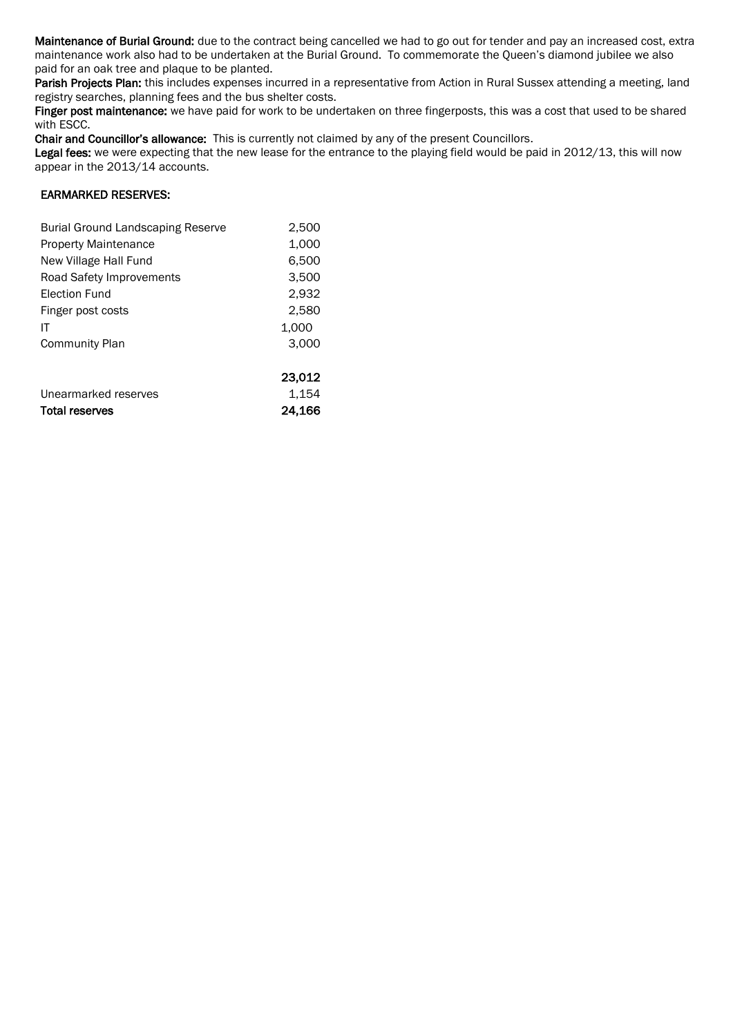**Maintenance of Burial Ground:** due to the contract being cancelled we had to go out for tender and pay an increased cost, extra maintenance work also had to be undertaken at the Burial Ground. To commemorate the Queen's diamond jubilee we also paid for an oak tree and plaque to be planted.
**Parish Projects Plan:** this includes expenses incurred in a representative from Action in Rural Sussex attending a meeting, land registry searches, planning fees and the bus shelter costs.
**Finger post maintenance:** we have paid for work to be undertaken on three fingerposts, this was a cost that used to be shared with ESCC.
**Chair and Councillor's allowance:** This is currently not claimed by any of the present Councillors.
**Legal fees:** we were expecting that the new lease for the entrance to the playing field would be paid in 2012/13, this will now appear in the 2013/14 accounts.

**EARMARKED RESERVES:**

| | |
|---|---|
| Burial Ground Landscaping Reserve | 2,500 |
| Property Maintenance | 1,000 |
| New Village Hall Fund | 6,500 |
| Road Safety Improvements | 3,500 |
| Election Fund | 2,932 |
| Finger post costs | 2,580 |
| IT | 1,000 |
| Community Plan | 3,000 |
| | **23,012** |
| Unearmarked reserves | 1,154 |
| **Total reserves** | **24,166** |